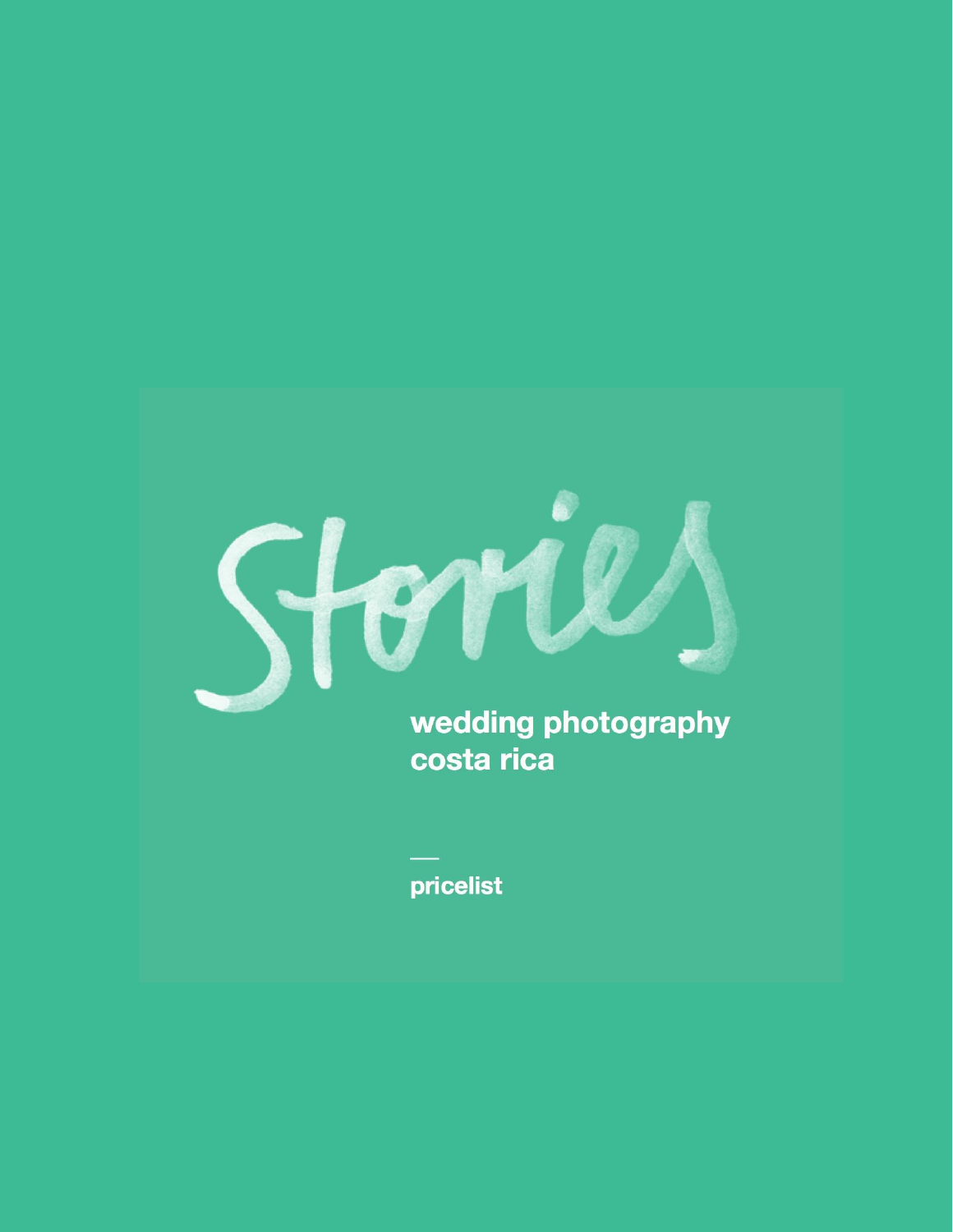# Stories

**wedding photography**
**costa rica**

—

**pricelist**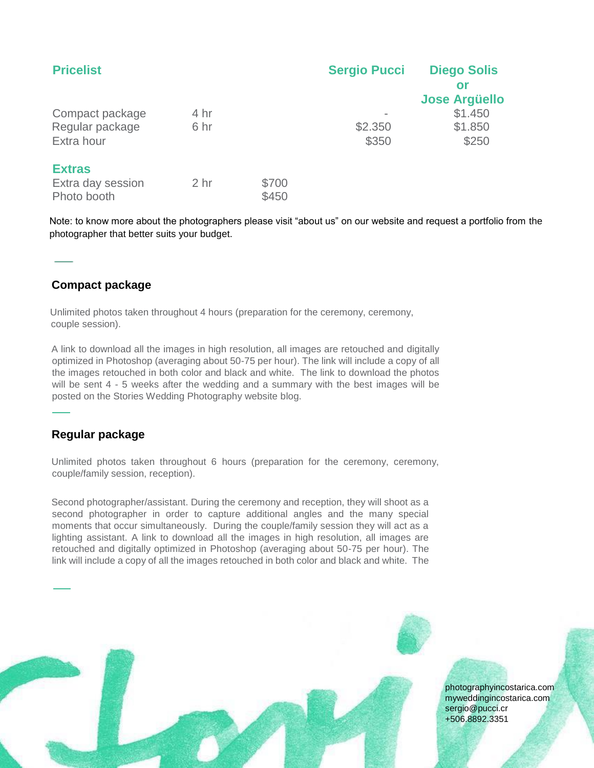| Pricelist | | Sergio Pucci | Diego Solis or Jose Argüello |
|---|---|---|---|
| Compact package | 4 hr | - | $1.450 |
| Regular package | 6 hr | $2.350 | $1.850 |
| Extra hour | | $350 | $250 |

| Extras | | |
|---|---|---|
| Extra day session | 2 hr | $700 |
| Photo booth | | $450 |

Note: to know more about the photographers please visit “about us” on our website and request a portfolio from the photographer that better suits your budget.

## Compact package

Unlimited photos taken throughout 4 hours (preparation for the ceremony, ceremony, couple session).

A link to download all the images in high resolution, all images are retouched and digitally optimized in Photoshop (averaging about 50-75 per hour). The link will include a copy of all the images retouched in both color and black and white. The link to download the photos will be sent 4 - 5 weeks after the wedding and a summary with the best images will be posted on the Stories Wedding Photography website blog.

## Regular package

Unlimited photos taken throughout 6 hours (preparation for the ceremony, ceremony, couple/family session, reception).

Second photographer/assistant. During the ceremony and reception, they will shoot as a second photographer in order to capture additional angles and the many special moments that occur simultaneously. During the couple/family session they will act as a lighting assistant. A link to download all the images in high resolution, all images are retouched and digitally optimized in Photoshop (averaging about 50-75 per hour). The link will include a copy of all the images retouched in both color and black and white. The

photographyincostarica.com
myweddingincostarica.com
sergio@pucci.cr
+506.8892.3351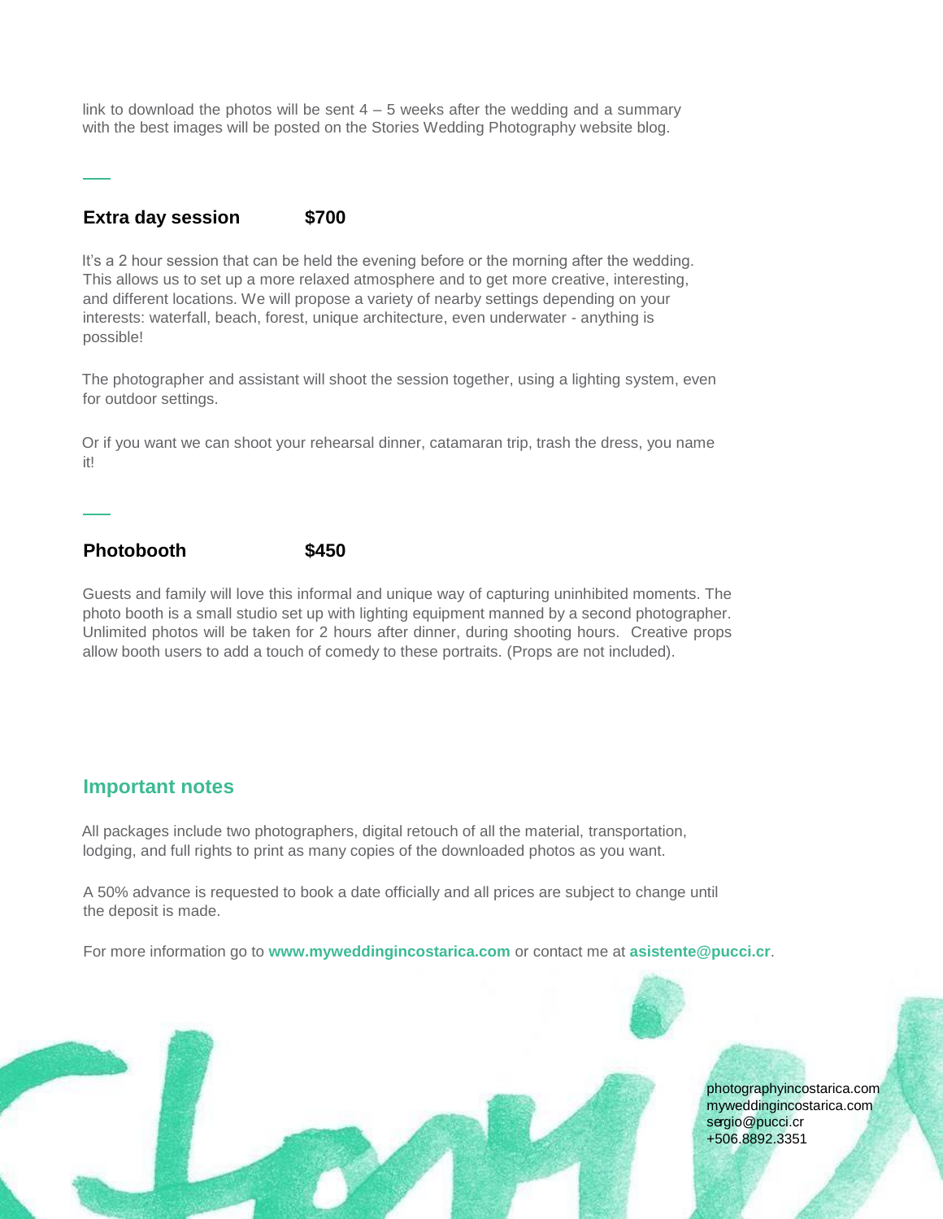link to download the photos will be sent 4 – 5 weeks after the wedding and a summary with the best images will be posted on the Stories Wedding Photography website blog.

### Extra day session $700

It's a 2 hour session that can be held the evening before or the morning after the wedding. This allows us to set up a more relaxed atmosphere and to get more creative, interesting, and different locations. We will propose a variety of nearby settings depending on your interests: waterfall, beach, forest, unique architecture, even underwater - anything is possible!

The photographer and assistant will shoot the session together, using a lighting system, even for outdoor settings.

Or if you want we can shoot your rehearsal dinner, catamaran trip, trash the dress, you name it!

### Photobooth $450

Guests and family will love this informal and unique way of capturing uninhibited moments. The photo booth is a small studio set up with lighting equipment manned by a second photographer. Unlimited photos will be taken for 2 hours after dinner, during shooting hours. Creative props allow booth users to add a touch of comedy to these portraits. (Props are not included).

## Important notes

All packages include two photographers, digital retouch of all the material, transportation, lodging, and full rights to print as many copies of the downloaded photos as you want.

A 50% advance is requested to book a date officially and all prices are subject to change until the deposit is made.

For more information go to **www.myweddingincostarica.com** or contact me at **asistente@pucci.cr**.

photographyincostarica.com
myweddingincostarica.com
sergio@pucci.cr
+506.8892.3351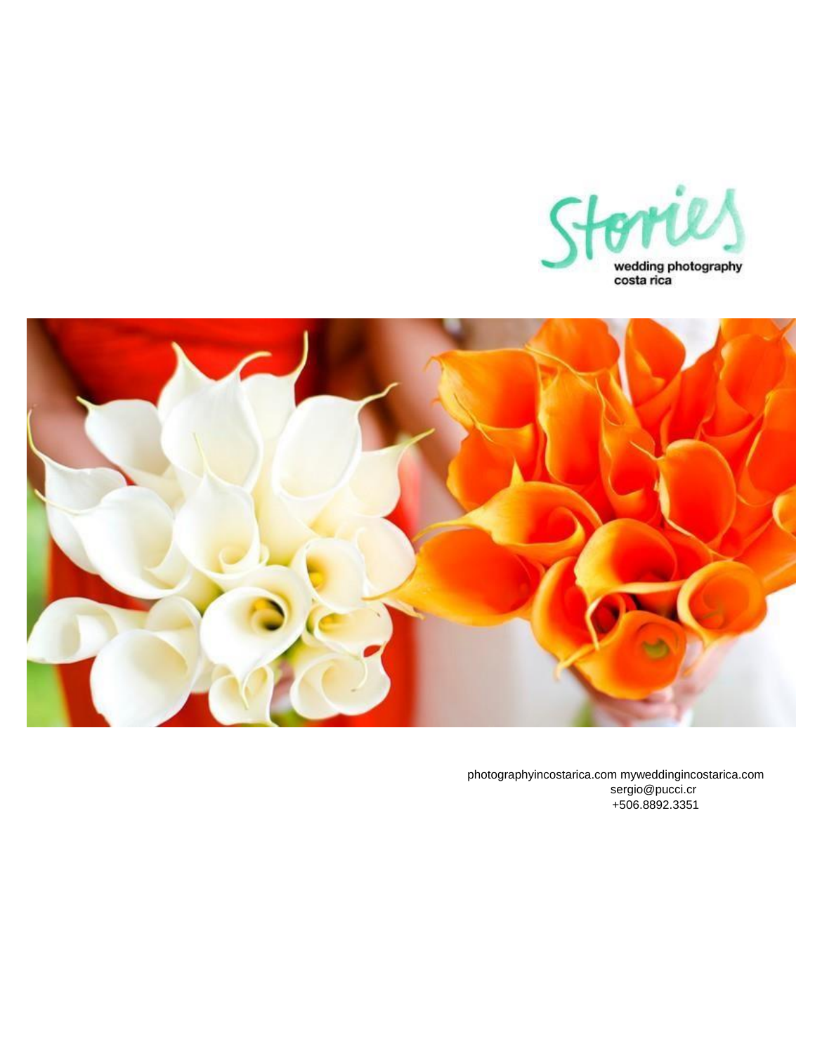Stories

wedding photography
costa rica

photographyincostarica.com mywedddingincostarica.com
sergio@pucci.cr
+506.8892.3351

Stories

wedding photography
costa rica

photographyincostarica.com myweddingincostarica.com
sergio@pucci.cr
+506.8892.3351